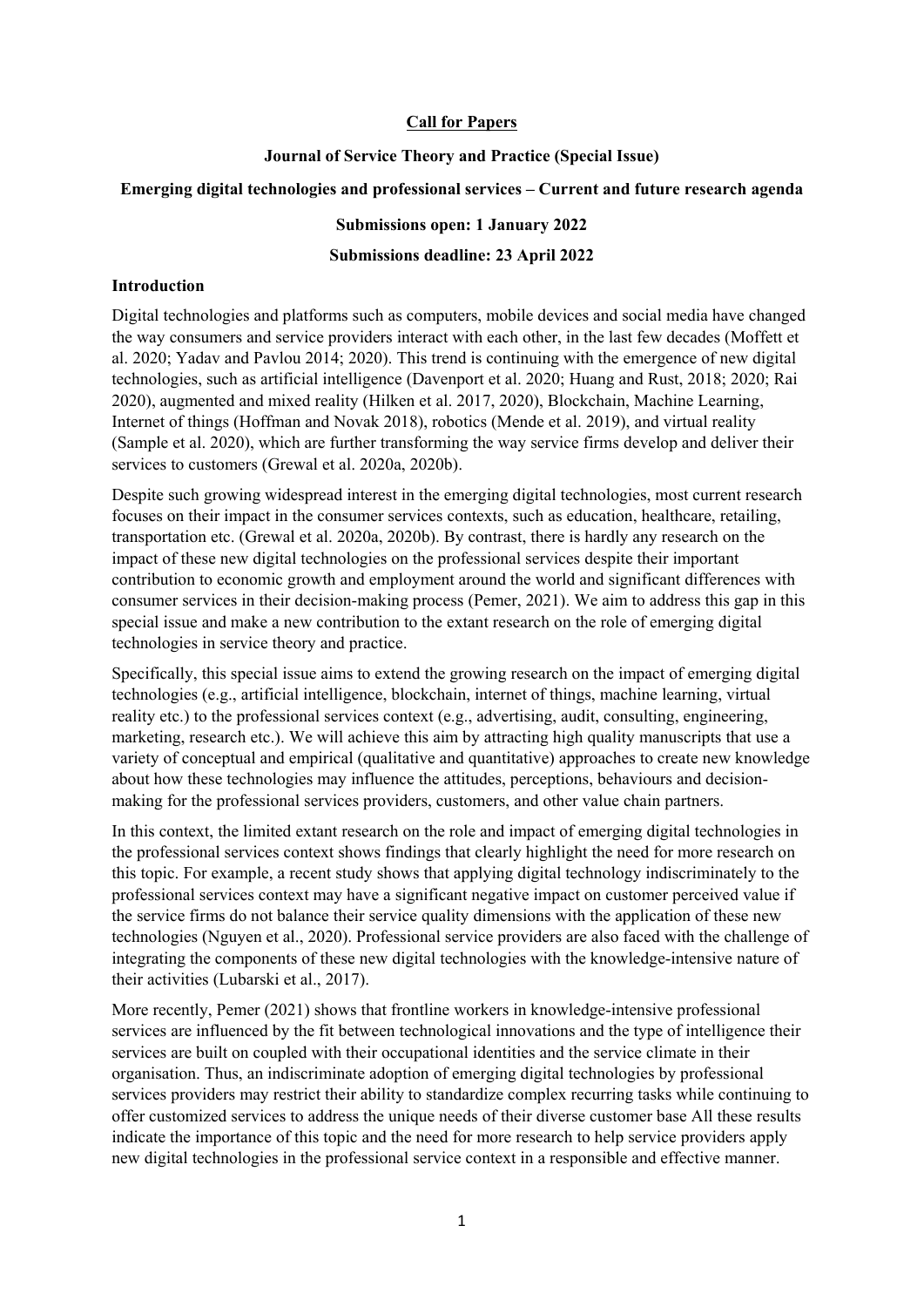**Call for Papers**

**Journal of Service Theory and Practice (Special Issue)**

**Emerging digital technologies and professional services – Current and future research agenda**

**Submissions open: 1 January 2022**

**Submissions deadline: 23 April 2022**

## Introduction

Digital technologies and platforms such as computers, mobile devices and social media have changed the way consumers and service providers interact with each other, in the last few decades (Moffett et al. 2020; Yadav and Pavlou 2014; 2020). This trend is continuing with the emergence of new digital technologies, such as artificial intelligence (Davenport et al. 2020; Huang and Rust, 2018; 2020; Rai 2020), augmented and mixed reality (Hilken et al. 2017, 2020), Blockchain, Machine Learning, Internet of things (Hoffman and Novak 2018), robotics (Mende et al. 2019), and virtual reality (Sample et al. 2020), which are further transforming the way service firms develop and deliver their services to customers (Grewal et al. 2020a, 2020b).

Despite such growing widespread interest in the emerging digital technologies, most current research focuses on their impact in the consumer services contexts, such as education, healthcare, retailing, transportation etc. (Grewal et al. 2020a, 2020b). By contrast, there is hardly any research on the impact of these new digital technologies on the professional services despite their important contribution to economic growth and employment around the world and significant differences with consumer services in their decision-making process (Pemer, 2021). We aim to address this gap in this special issue and make a new contribution to the extant research on the role of emerging digital technologies in service theory and practice.

Specifically, this special issue aims to extend the growing research on the impact of emerging digital technologies (e.g., artificial intelligence, blockchain, internet of things, machine learning, virtual reality etc.) to the professional services context (e.g., advertising, audit, consulting, engineering, marketing, research etc.). We will achieve this aim by attracting high quality manuscripts that use a variety of conceptual and empirical (qualitative and quantitative) approaches to create new knowledge about how these technologies may influence the attitudes, perceptions, behaviours and decision-making for the professional services providers, customers, and other value chain partners.

In this context, the limited extant research on the role and impact of emerging digital technologies in the professional services context shows findings that clearly highlight the need for more research on this topic. For example, a recent study shows that applying digital technology indiscriminately to the professional services context may have a significant negative impact on customer perceived value if the service firms do not balance their service quality dimensions with the application of these new technologies (Nguyen et al., 2020). Professional service providers are also faced with the challenge of integrating the components of these new digital technologies with the knowledge-intensive nature of their activities (Lubarski et al., 2017).

More recently, Pemer (2021) shows that frontline workers in knowledge-intensive professional services are influenced by the fit between technological innovations and the type of intelligence their services are built on coupled with their occupational identities and the service climate in their organisation. Thus, an indiscriminate adoption of emerging digital technologies by professional services providers may restrict their ability to standardize complex recurring tasks while continuing to offer customized services to address the unique needs of their diverse customer base All these results indicate the importance of this topic and the need for more research to help service providers apply new digital technologies in the professional service context in a responsible and effective manner.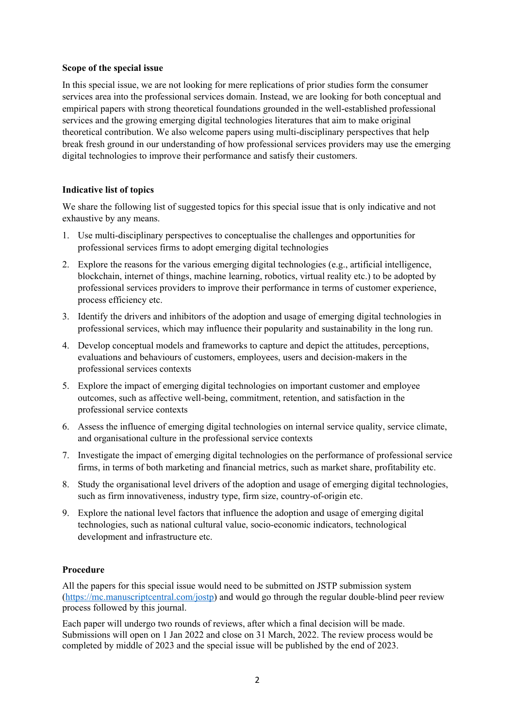**Scope of the special issue**

In this special issue, we are not looking for mere replications of prior studies form the consumer services area into the professional services domain. Instead, we are looking for both conceptual and empirical papers with strong theoretical foundations grounded in the well-established professional services and the growing emerging digital technologies literatures that aim to make original theoretical contribution. We also welcome papers using multi-disciplinary perspectives that help break fresh ground in our understanding of how professional services providers may use the emerging digital technologies to improve their performance and satisfy their customers.

**Indicative list of topics**

We share the following list of suggested topics for this special issue that is only indicative and not exhaustive by any means.

1. Use multi-disciplinary perspectives to conceptualise the challenges and opportunities for professional services firms to adopt emerging digital technologies
2. Explore the reasons for the various emerging digital technologies (e.g., artificial intelligence, blockchain, internet of things, machine learning, robotics, virtual reality etc.) to be adopted by professional services providers to improve their performance in terms of customer experience, process efficiency etc.
3. Identify the drivers and inhibitors of the adoption and usage of emerging digital technologies in professional services, which may influence their popularity and sustainability in the long run.
4. Develop conceptual models and frameworks to capture and depict the attitudes, perceptions, evaluations and behaviours of customers, employees, users and decision-makers in the professional services contexts
5. Explore the impact of emerging digital technologies on important customer and employee outcomes, such as affective well-being, commitment, retention, and satisfaction in the professional service contexts
6. Assess the influence of emerging digital technologies on internal service quality, service climate, and organisational culture in the professional service contexts
7. Investigate the impact of emerging digital technologies on the performance of professional service firms, in terms of both marketing and financial metrics, such as market share, profitability etc.
8. Study the organisational level drivers of the adoption and usage of emerging digital technologies, such as firm innovativeness, industry type, firm size, country-of-origin etc.
9. Explore the national level factors that influence the adoption and usage of emerging digital technologies, such as national cultural value, socio-economic indicators, technological development and infrastructure etc.

**Procedure**

All the papers for this special issue would need to be submitted on JSTP submission system (https://mc.manuscriptcentral.com/jostp) and would go through the regular double-blind peer review process followed by this journal.

Each paper will undergo two rounds of reviews, after which a final decision will be made. Submissions will open on 1 Jan 2022 and close on 31 March, 2022. The review process would be completed by middle of 2023 and the special issue will be published by the end of 2023.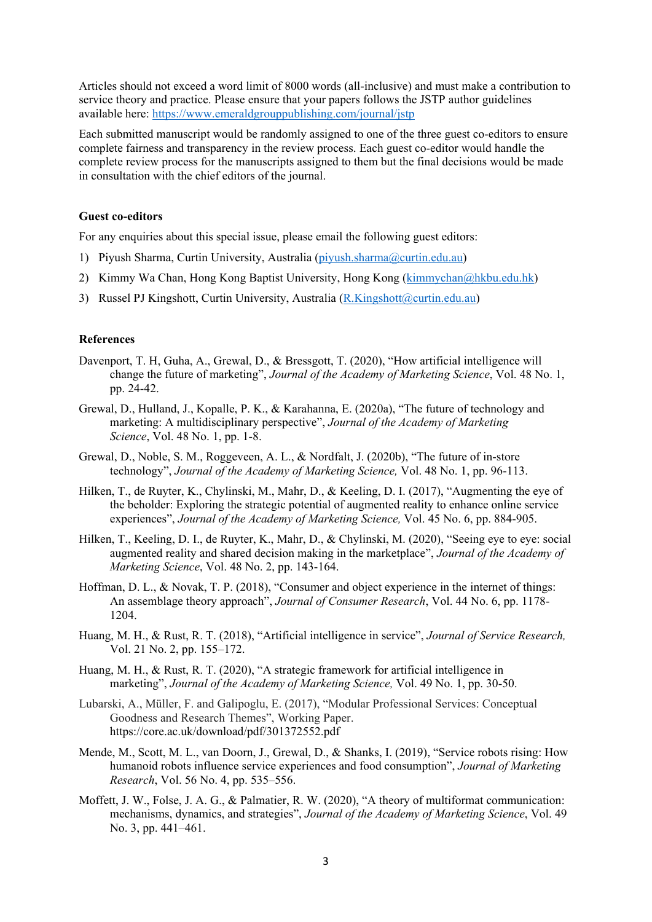Articles should not exceed a word limit of 8000 words (all-inclusive) and must make a contribution to service theory and practice. Please ensure that your papers follows the JSTP author guidelines available here: https://www.emeraldgrouppublishing.com/journal/jstp

Each submitted manuscript would be randomly assigned to one of the three guest co-editors to ensure complete fairness and transparency in the review process. Each guest co-editor would handle the complete review process for the manuscripts assigned to them but the final decisions would be made in consultation with the chief editors of the journal.

### Guest co-editors

For any enquiries about this special issue, please email the following guest editors:

1) Piyush Sharma, Curtin University, Australia (piyush.sharma@curtin.edu.au)
2) Kimmy Wa Chan, Hong Kong Baptist University, Hong Kong (kimmychan@hkbu.edu.hk)
3) Russel PJ Kingshott, Curtin University, Australia (R.Kingshott@curtin.edu.au)

### References

Davenport, T. H, Guha, A., Grewal, D., & Bressgott, T. (2020), "How artificial intelligence will change the future of marketing", *Journal of the Academy of Marketing Science*, Vol. 48 No. 1, pp. 24-42.

Grewal, D., Hulland, J., Kopalle, P. K., & Karahanna, E. (2020a), "The future of technology and marketing: A multidisciplinary perspective", *Journal of the Academy of Marketing Science*, Vol. 48 No. 1, pp. 1-8.

Grewal, D., Noble, S. M., Roggeveen, A. L., & Nordfalt, J. (2020b), "The future of in-store technology", *Journal of the Academy of Marketing Science,* Vol. 48 No. 1, pp. 96-113.

Hilken, T., de Ruyter, K., Chylinski, M., Mahr, D., & Keeling, D. I. (2017), "Augmenting the eye of the beholder: Exploring the strategic potential of augmented reality to enhance online service experiences", *Journal of the Academy of Marketing Science,* Vol. 45 No. 6, pp. 884-905.

Hilken, T., Keeling, D. I., de Ruyter, K., Mahr, D., & Chylinski, M. (2020), "Seeing eye to eye: social augmented reality and shared decision making in the marketplace", *Journal of the Academy of Marketing Science*, Vol. 48 No. 2, pp. 143-164.

Hoffman, D. L., & Novak, T. P. (2018), "Consumer and object experience in the internet of things: An assemblage theory approach", *Journal of Consumer Research*, Vol. 44 No. 6, pp. 1178-1204.

Huang, M. H., & Rust, R. T. (2018), "Artificial intelligence in service", *Journal of Service Research,* Vol. 21 No. 2, pp. 155–172.

Huang, M. H., & Rust, R. T. (2020), "A strategic framework for artificial intelligence in marketing", *Journal of the Academy of Marketing Science,* Vol. 49 No. 1, pp. 30-50.

Lubarski, A., Müller, F. and Galipoglu, E. (2017), "Modular Professional Services: Conceptual Goodness and Research Themes", Working Paper. https://core.ac.uk/download/pdf/301372552.pdf

Mende, M., Scott, M. L., van Doorn, J., Grewal, D., & Shanks, I. (2019), "Service robots rising: How humanoid robots influence service experiences and food consumption", *Journal of Marketing Research*, Vol. 56 No. 4, pp. 535–556.

Moffett, J. W., Folse, J. A. G., & Palmatier, R. W. (2020), "A theory of multiformat communication: mechanisms, dynamics, and strategies", *Journal of the Academy of Marketing Science*, Vol. 49 No. 3, pp. 441–461.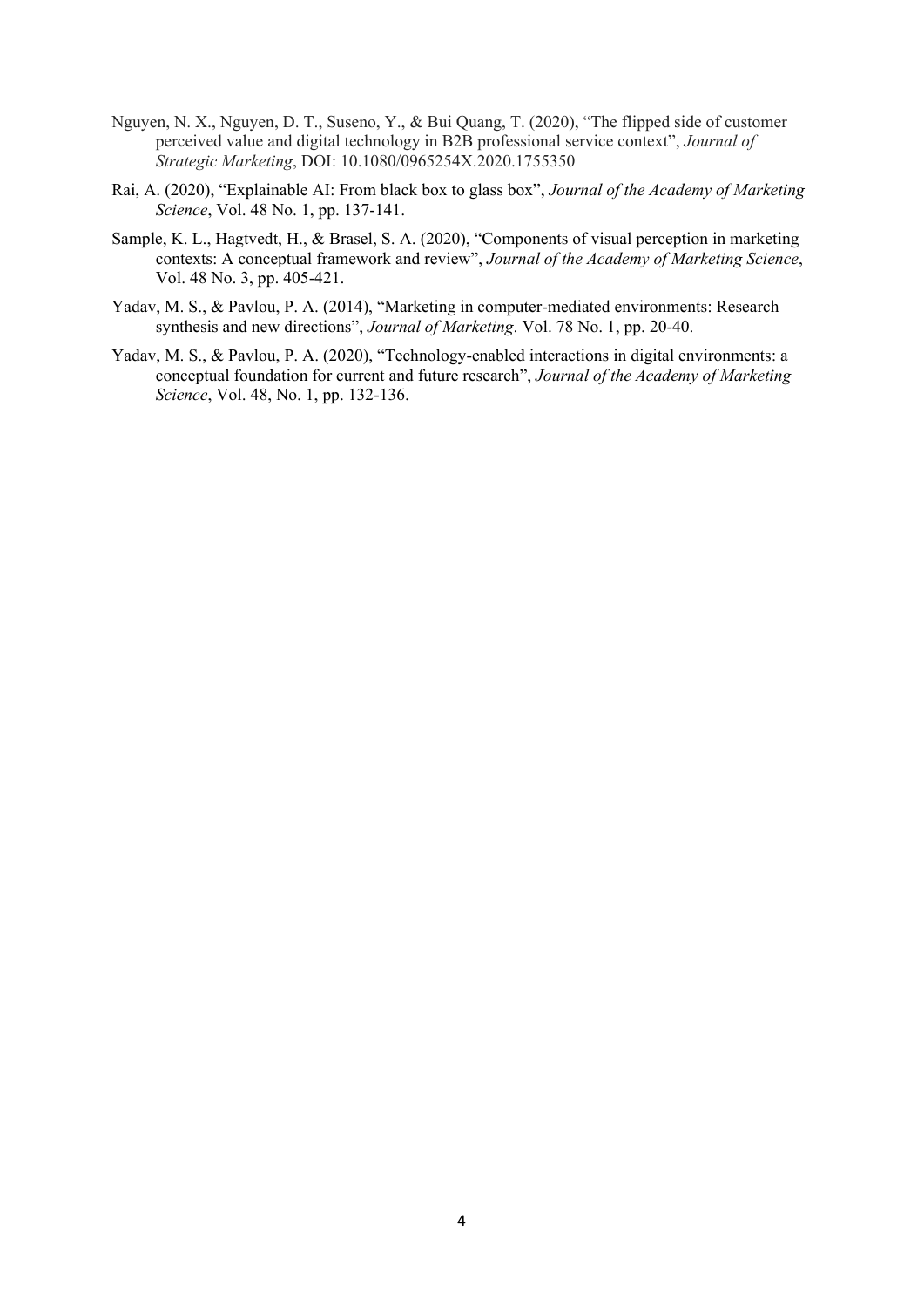Nguyen, N. X., Nguyen, D. T., Suseno, Y., & Bui Quang, T. (2020), "The flipped side of customer perceived value and digital technology in B2B professional service context", *Journal of Strategic Marketing*, DOI: 10.1080/0965254X.2020.1755350

Rai, A. (2020), "Explainable AI: From black box to glass box", *Journal of the Academy of Marketing Science*, Vol. 48 No. 1, pp. 137-141.

Sample, K. L., Hagtvedt, H., & Brasel, S. A. (2020), "Components of visual perception in marketing contexts: A conceptual framework and review", *Journal of the Academy of Marketing Science*, Vol. 48 No. 3, pp. 405-421.

Yadav, M. S., & Pavlou, P. A. (2014), "Marketing in computer-mediated environments: Research synthesis and new directions", *Journal of Marketing*. Vol. 78 No. 1, pp. 20-40.

Yadav, M. S., & Pavlou, P. A. (2020), "Technology-enabled interactions in digital environments: a conceptual foundation for current and future research", *Journal of the Academy of Marketing Science*, Vol. 48, No. 1, pp. 132-136.